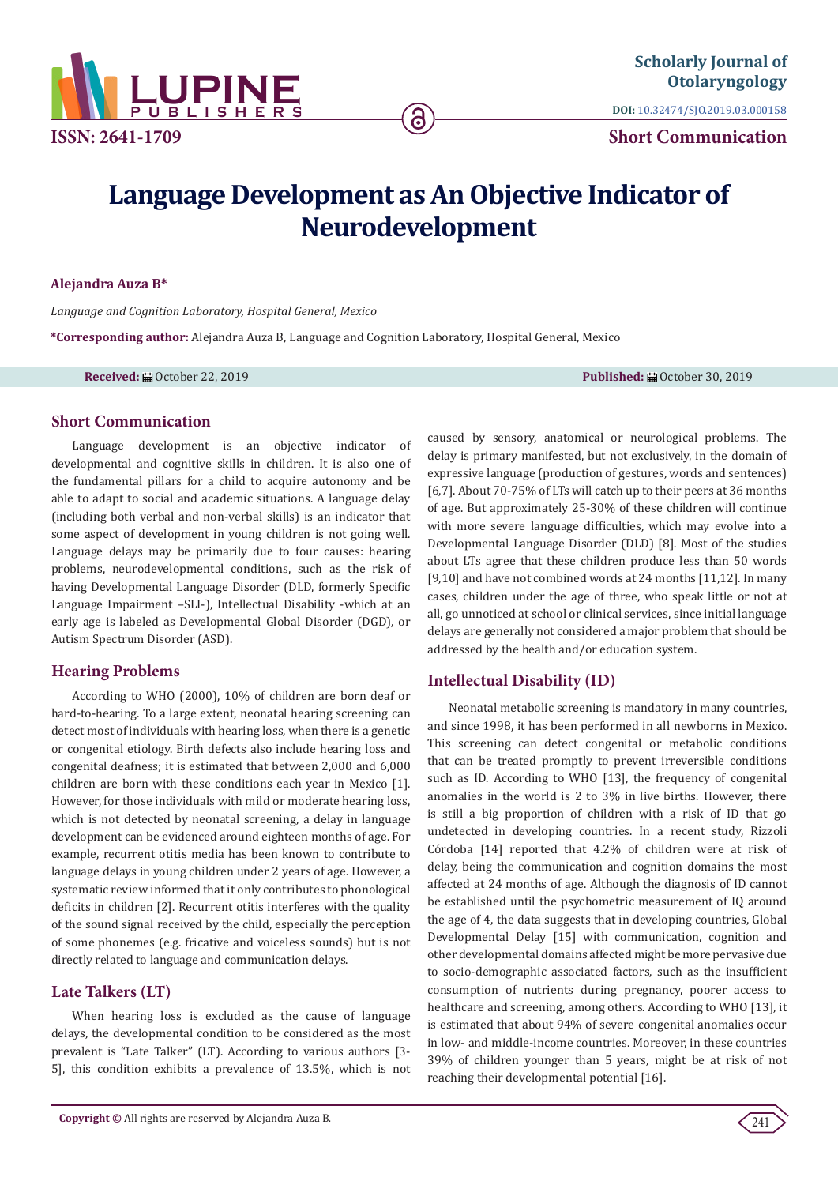Scholarly Journal of Otolaryngology

DOI: 10.32474/SJO.2019.03.000158

ISSN: 2641-1709

Short Communication

# Language Development as An Objective Indicator of Neurodevelopment

**Alejandra Auza B***

*Language and Cognition Laboratory, Hospital General, Mexico*

**\*Corresponding author:** Alejandra Auza B, Language and Cognition Laboratory, Hospital General, Mexico

**Received:** October 22, 2019 **Published:** October 30, 2019

## Short Communication

Language development is an objective indicator of developmental and cognitive skills in children. It is also one of the fundamental pillars for a child to acquire autonomy and be able to adapt to social and academic situations. A language delay (including both verbal and non-verbal skills) is an indicator that some aspect of development in young children is not going well. Language delays may be primarily due to four causes: hearing problems, neurodevelopmental conditions, such as the risk of having Developmental Language Disorder (DLD, formerly Specific Language Impairment –SLI-), Intellectual Disability -which at an early age is labeled as Developmental Global Disorder (DGD), or Autism Spectrum Disorder (ASD).

## Hearing Problems

According to WHO (2000), 10% of children are born deaf or hard-to-hearing. To a large extent, neonatal hearing screening can detect most of individuals with hearing loss, when there is a genetic or congenital etiology. Birth defects also include hearing loss and congenital deafness; it is estimated that between 2,000 and 6,000 children are born with these conditions each year in Mexico [1]. However, for those individuals with mild or moderate hearing loss, which is not detected by neonatal screening, a delay in language development can be evidenced around eighteen months of age. For example, recurrent otitis media has been known to contribute to language delays in young children under 2 years of age. However, a systematic review informed that it only contributes to phonological deficits in children [2]. Recurrent otitis interferes with the quality of the sound signal received by the child, especially the perception of some phonemes (e.g. fricative and voiceless sounds) but is not directly related to language and communication delays.

## Late Talkers (LT)

When hearing loss is excluded as the cause of language delays, the developmental condition to be considered as the most prevalent is "Late Talker" (LT). According to various authors [3-5], this condition exhibits a prevalence of 13.5%, which is not caused by sensory, anatomical or neurological problems. The delay is primary manifested, but not exclusively, in the domain of expressive language (production of gestures, words and sentences) [6,7]. About 70-75% of LTs will catch up to their peers at 36 months of age. But approximately 25-30% of these children will continue with more severe language difficulties, which may evolve into a Developmental Language Disorder (DLD) [8]. Most of the studies about LTs agree that these children produce less than 50 words [9,10] and have not combined words at 24 months [11,12]. In many cases, children under the age of three, who speak little or not at all, go unnoticed at school or clinical services, since initial language delays are generally not considered a major problem that should be addressed by the health and/or education system.

## Intellectual Disability (ID)

Neonatal metabolic screening is mandatory in many countries, and since 1998, it has been performed in all newborns in Mexico. This screening can detect congenital or metabolic conditions that can be treated promptly to prevent irreversible conditions such as ID. According to WHO [13], the frequency of congenital anomalies in the world is 2 to 3% in live births. However, there is still a big proportion of children with a risk of ID that go undetected in developing countries. In a recent study, Rizzoli Córdoba [14] reported that 4.2% of children were at risk of delay, being the communication and cognition domains the most affected at 24 months of age. Although the diagnosis of ID cannot be established until the psychometric measurement of IQ around the age of 4, the data suggests that in developing countries, Global Developmental Delay [15] with communication, cognition and other developmental domains affected might be more pervasive due to socio-demographic associated factors, such as the insufficient consumption of nutrients during pregnancy, poorer access to healthcare and screening, among others. According to WHO [13], it is estimated that about 94% of severe congenital anomalies occur in low- and middle-income countries. Moreover, in these countries 39% of children younger than 5 years, might be at risk of not reaching their developmental potential [16].

**Copyright ©** All rights are reserved by Alejandra Auza B.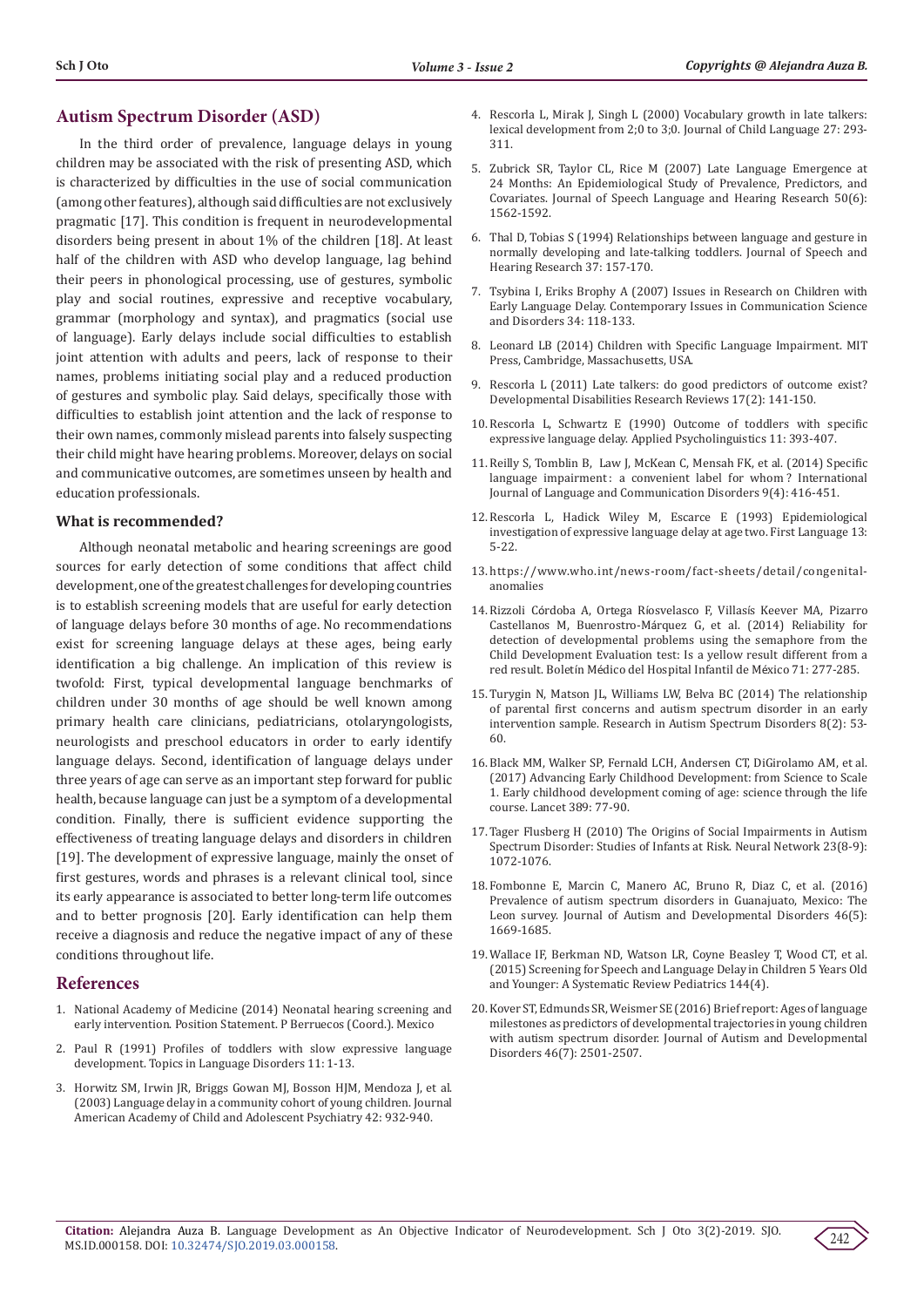## Autism Spectrum Disorder (ASD)

In the third order of prevalence, language delays in young children may be associated with the risk of presenting ASD, which is characterized by difficulties in the use of social communication (among other features), although said difficulties are not exclusively pragmatic [17]. This condition is frequent in neurodevelopmental disorders being present in about 1% of the children [18]. At least half of the children with ASD who develop language, lag behind their peers in phonological processing, use of gestures, symbolic play and social routines, expressive and receptive vocabulary, grammar (morphology and syntax), and pragmatics (social use of language). Early delays include social difficulties to establish joint attention with adults and peers, lack of response to their names, problems initiating social play and a reduced production of gestures and symbolic play. Said delays, specifically those with difficulties to establish joint attention and the lack of response to their own names, commonly mislead parents into falsely suspecting their child might have hearing problems. Moreover, delays on social and communicative outcomes, are sometimes unseen by health and education professionals.

### What is recommended?

Although neonatal metabolic and hearing screenings are good sources for early detection of some conditions that affect child development, one of the greatest challenges for developing countries is to establish screening models that are useful for early detection of language delays before 30 months of age. No recommendations exist for screening language delays at these ages, being early identification a big challenge. An implication of this review is twofold: First, typical developmental language benchmarks of children under 30 months of age should be well known among primary health care clinicians, pediatricians, otolaryngologists, neurologists and preschool educators in order to early identify language delays. Second, identification of language delays under three years of age can serve as an important step forward for public health, because language can just be a symptom of a developmental condition. Finally, there is sufficient evidence supporting the effectiveness of treating language delays and disorders in children [19]. The development of expressive language, mainly the onset of first gestures, words and phrases is a relevant clinical tool, since its early appearance is associated to better long-term life outcomes and to better prognosis [20]. Early identification can help them receive a diagnosis and reduce the negative impact of any of these conditions throughout life.

## References

1. National Academy of Medicine (2014) Neonatal hearing screening and early intervention. Position Statement. P Berruecos (Coord.). Mexico
2. Paul R (1991) Profiles of toddlers with slow expressive language development. Topics in Language Disorders 11: 1-13.
3. Horwitz SM, Irwin JR, Briggs Gowan MJ, Bosson HJM, Mendoza J, et al. (2003) Language delay in a community cohort of young children. Journal American Academy of Child and Adolescent Psychiatry 42: 932-940.
4. Rescorla L, Mirak J, Singh L (2000) Vocabulary growth in late talkers: lexical development from 2;0 to 3;0. Journal of Child Language 27: 293-311.
5. Zubrick SR, Taylor CL, Rice M (2007) Late Language Emergence at 24 Months: An Epidemiological Study of Prevalence, Predictors, and Covariates. Journal of Speech Language and Hearing Research 50(6): 1562-1592.
6. Thal D, Tobias S (1994) Relationships between language and gesture in normally developing and late-talking toddlers. Journal of Speech and Hearing Research 37: 157-170.
7. Tsybina I, Eriks Brophy A (2007) Issues in Research on Children with Early Language Delay. Contemporary Issues in Communication Science and Disorders 34: 118-133.
8. Leonard LB (2014) Children with Specific Language Impairment. MIT Press, Cambridge, Massachusetts, USA.
9. Rescorla L (2011) Late talkers: do good predictors of outcome exist? Developmental Disabilities Research Reviews 17(2): 141-150.
10. Rescorla L, Schwartz E (1990) Outcome of toddlers with specific expressive language delay. Applied Psycholinguistics 11: 393-407.
11. Reilly S, Tomblin B, Law J, McKean C, Mensah FK, et al. (2014) Specific language impairment : a convenient label for whom ? International Journal of Language and Communication Disorders 9(4): 416-451.
12. Rescorla L, Hadick Wiley M, Escarce E (1993) Epidemiological investigation of expressive language delay at age two. First Language 13: 5-22.
13. https://www.who.int/news-room/fact-sheets/detail/congenital-anomalies
14. Rizzoli Córdoba A, Ortega Ríosvelasco F, Villasís Keever MA, Pizarro Castellanos M, Buenrostro-Márquez G, et al. (2014) Reliability for detection of developmental problems using the semaphore from the Child Development Evaluation test: Is a yellow result different from a red result. Boletín Médico del Hospital Infantil de México 71: 277-285.
15. Turygin N, Matson JL, Williams LW, Belva BC (2014) The relationship of parental first concerns and autism spectrum disorder in an early intervention sample. Research in Autism Spectrum Disorders 8(2): 53-60.
16. Black MM, Walker SP, Fernald LCH, Andersen CT, DiGirolamo AM, et al. (2017) Advancing Early Childhood Development: from Science to Scale 1. Early childhood development coming of age: science through the life course. Lancet 389: 77-90.
17. Tager Flusberg H (2010) The Origins of Social Impairments in Autism Spectrum Disorder: Studies of Infants at Risk. Neural Network 23(8-9): 1072-1076.
18. Fombonne E, Marcin C, Manero AC, Bruno R, Diaz C, et al. (2016) Prevalence of autism spectrum disorders in Guanajuato, Mexico: The Leon survey. Journal of Autism and Developmental Disorders 46(5): 1669-1685.
19. Wallace IF, Berkman ND, Watson LR, Coyne Beasley T, Wood CT, et al. (2015) Screening for Speech and Language Delay in Children 5 Years Old and Younger: A Systematic Review Pediatrics 144(4).
20. Kover ST, Edmunds SR, Weismer SE (2016) Brief report: Ages of language milestones as predictors of developmental trajectories in young children with autism spectrum disorder. Journal of Autism and Developmental Disorders 46(7): 2501-2507.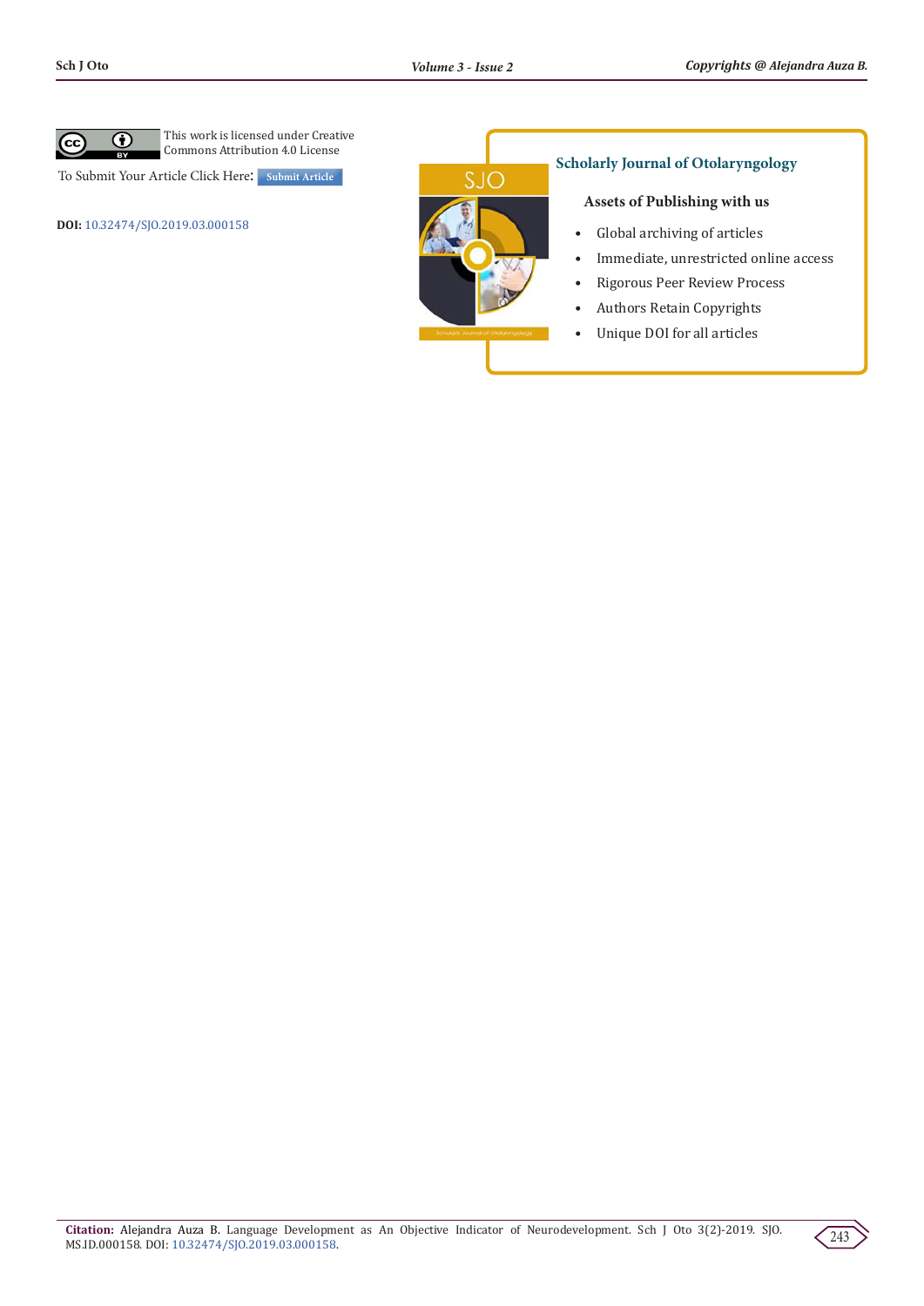This work is licensed under Creative Commons Attribution 4.0 License

To Submit Your Article Click Here: Submit Article

**DOI:** 10.32474/SJO.2019.03.000158

SJO

Scholarly Journal of Otolaryngology

### Scholarly Journal of Otolaryngology

**Assets of Publishing with us**

- Global archiving of articles
- Immediate, unrestricted online access
- Rigorous Peer Review Process
- Authors Retain Copyrights
- Unique DOI for all articles

**Citation:** Alejandra Auza B. Language Development as An Objective Indicator of Neurodevelopment. Sch J Oto 3(2)-2019. SJO. MS.ID.000158. DOI: 10.32474/SJO.2019.03.000158.